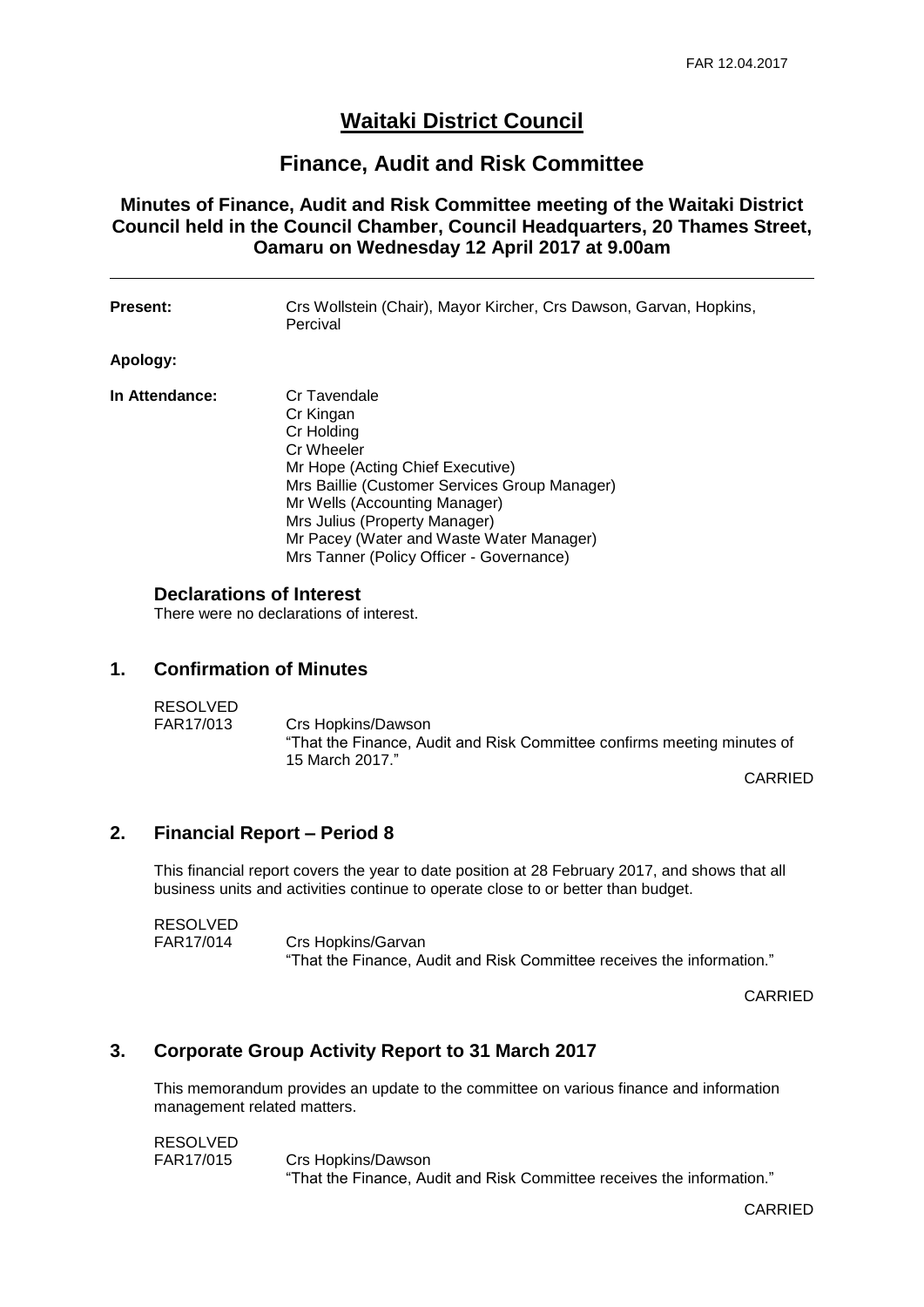# Waitaki District Council

## Finance, Audit and Risk Committee

### Minutes of Finance, Audit and Risk Committee meeting of the Waitaki District Council held in the Council Chamber, Council Headquarters, 20 Thames Street, Oamaru on Wednesday 12 April 2017 at 9.00am

---

**Present:** Crs Wollstein (Chair), Mayor Kircher, Crs Dawson, Garvan, Hopkins, Percival

**Apology:**

**In Attendance:**
Cr Tavendale
Cr Kingan
Cr Holding
Cr Wheeler
Mr Hope (Acting Chief Executive)
Mrs Baillie (Customer Services Group Manager)
Mr Wells (Accounting Manager)
Mrs Julius (Property Manager)
Mr Pacey (Water and Waste Water Manager)
Mrs Tanner (Policy Officer - Governance)

### Declarations of Interest

There were no declarations of interest.

## 1. Confirmation of Minutes

RESOLVED
FAR17/013 Crs Hopkins/Dawson
"That the Finance, Audit and Risk Committee confirms meeting minutes of 15 March 2017."

CARRIED

## 2. Financial Report – Period 8

This financial report covers the year to date position at 28 February 2017, and shows that all business units and activities continue to operate close to or better than budget.

RESOLVED
FAR17/014 Crs Hopkins/Garvan
"That the Finance, Audit and Risk Committee receives the information."

CARRIED

## 3. Corporate Group Activity Report to 31 March 2017

This memorandum provides an update to the committee on various finance and information management related matters.

RESOLVED
FAR17/015 Crs Hopkins/Dawson
"That the Finance, Audit and Risk Committee receives the information."

CARRIED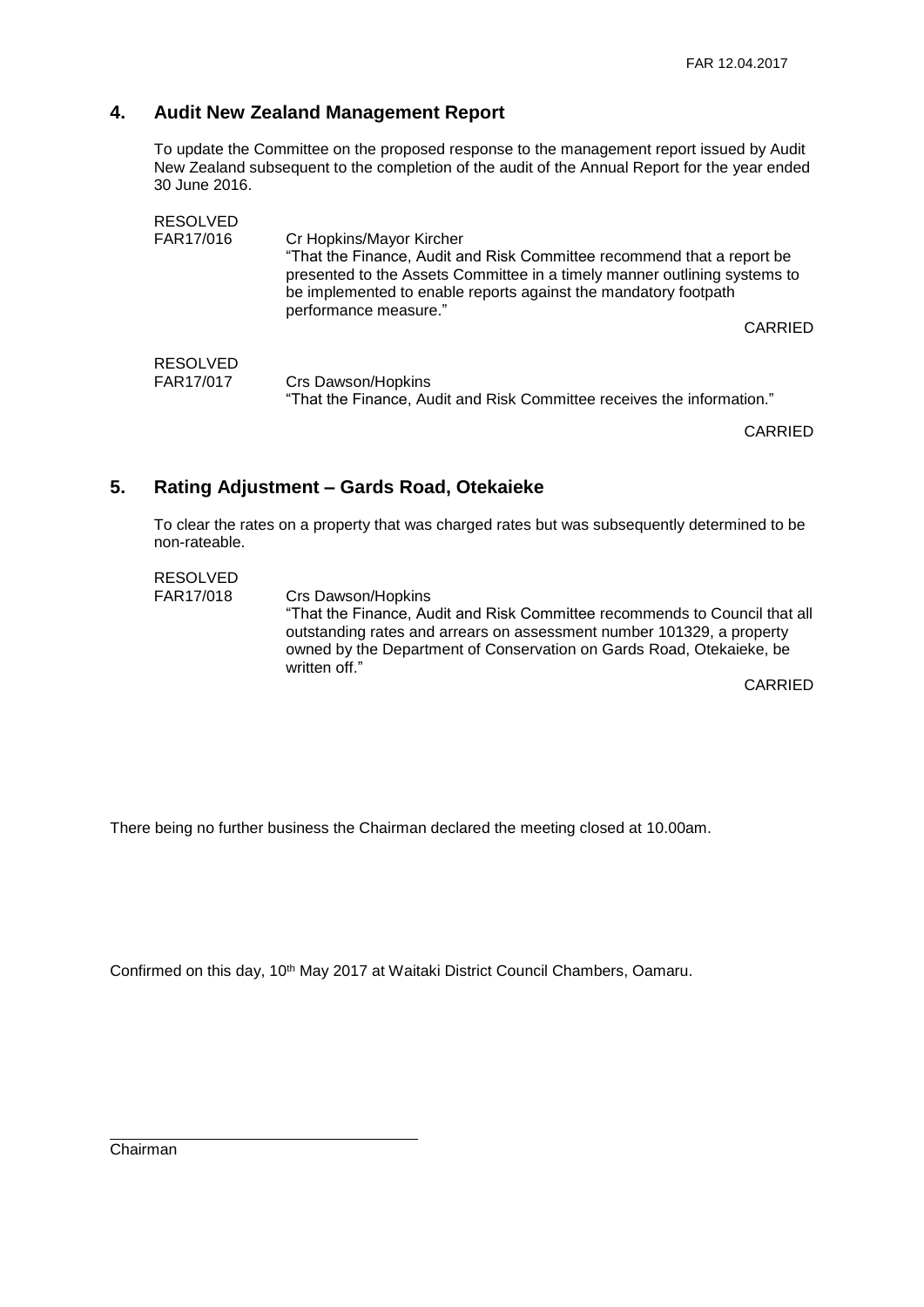## 4. Audit New Zealand Management Report

To update the Committee on the proposed response to the management report issued by Audit New Zealand subsequent to the completion of the audit of the Annual Report for the year ended 30 June 2016.

RESOLVED
FAR17/016 Cr Hopkins/Mayor Kircher
"That the Finance, Audit and Risk Committee recommend that a report be presented to the Assets Committee in a timely manner outlining systems to be implemented to enable reports against the mandatory footpath performance measure."

CARRIED

RESOLVED
FAR17/017 Crs Dawson/Hopkins
"That the Finance, Audit and Risk Committee receives the information."

CARRIED

## 5. Rating Adjustment – Gards Road, Otekaieke

To clear the rates on a property that was charged rates but was subsequently determined to be non-rateable.

RESOLVED
FAR17/018 Crs Dawson/Hopkins
"That the Finance, Audit and Risk Committee recommends to Council that all outstanding rates and arrears on assessment number 101329, a property owned by the Department of Conservation on Gards Road, Otekaieke, be written off."

CARRIED

There being no further business the Chairman declared the meeting closed at 10.00am.

Confirmed on this day, 10th May 2017 at Waitaki District Council Chambers, Oamaru.

\_\_\_\_\_\_\_\_\_\_\_\_\_\_\_\_\_\_\_\_\_\_\_\_\_\_\_\_\_\_\_\_\_\_\_\_
Chairman